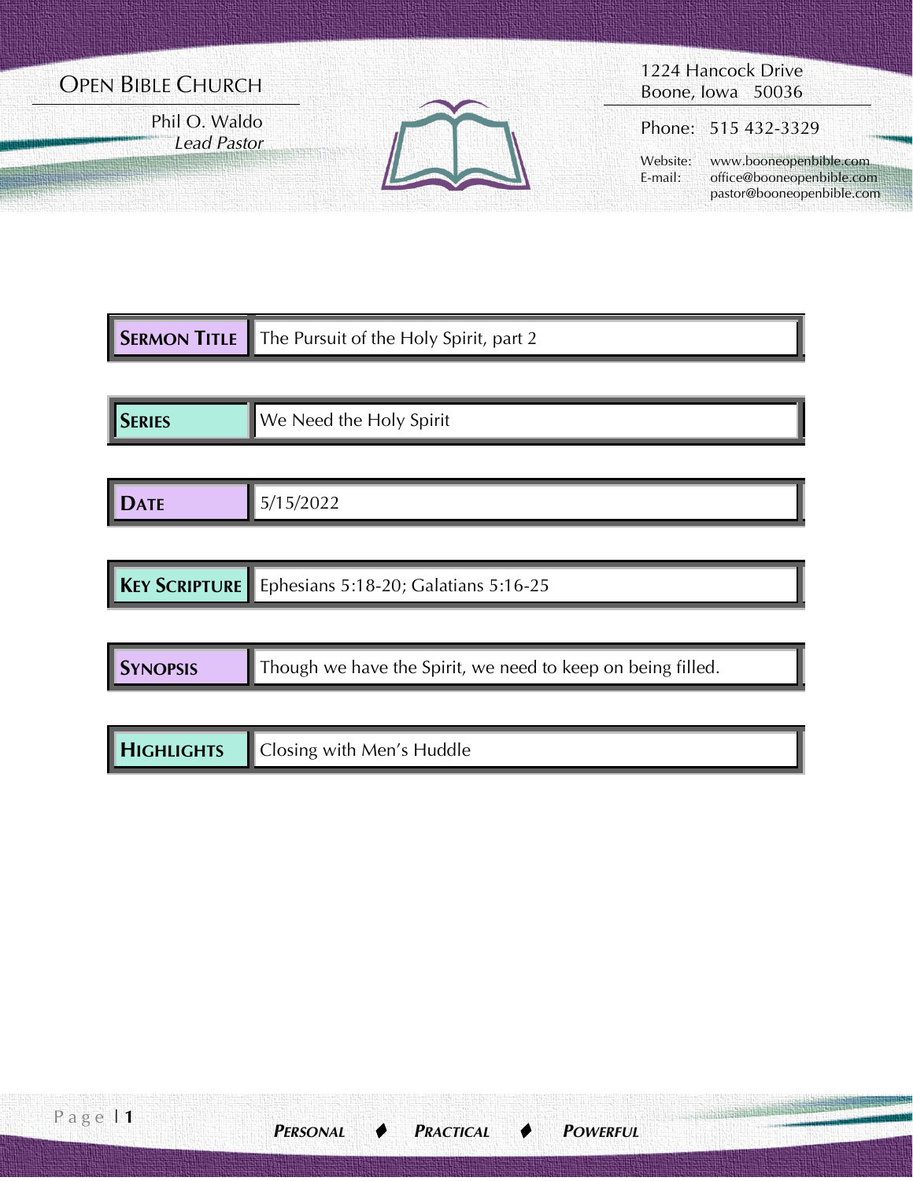# OPEN BIBLE CHURCH

Phil O. Waldo
*Lead Pastor*

1224 Hancock Drive
Boone, Iowa 50036

Phone: 515 432-3329

Website: www.booneopenbible.com
E-mail: office@booneopenbible.com
pastor@booneopenbible.com

| | |
|---|---|
| **SERMON TITLE** | The Pursuit of the Holy Spirit, part 2 |
| **SERIES** | We Need the Holy Spirit |
| **DATE** | 5/15/2022 |
| **KEY SCRIPTURE** | Ephesians 5:18-20; Galatians 5:16-25 |
| **SYNOPSIS** | Though we have the Spirit, we need to keep on being filled. |
| **HIGHLIGHTS** | Closing with Men's Huddle |

***PERSONAL ♦ PRACTICAL ♦ POWERFUL***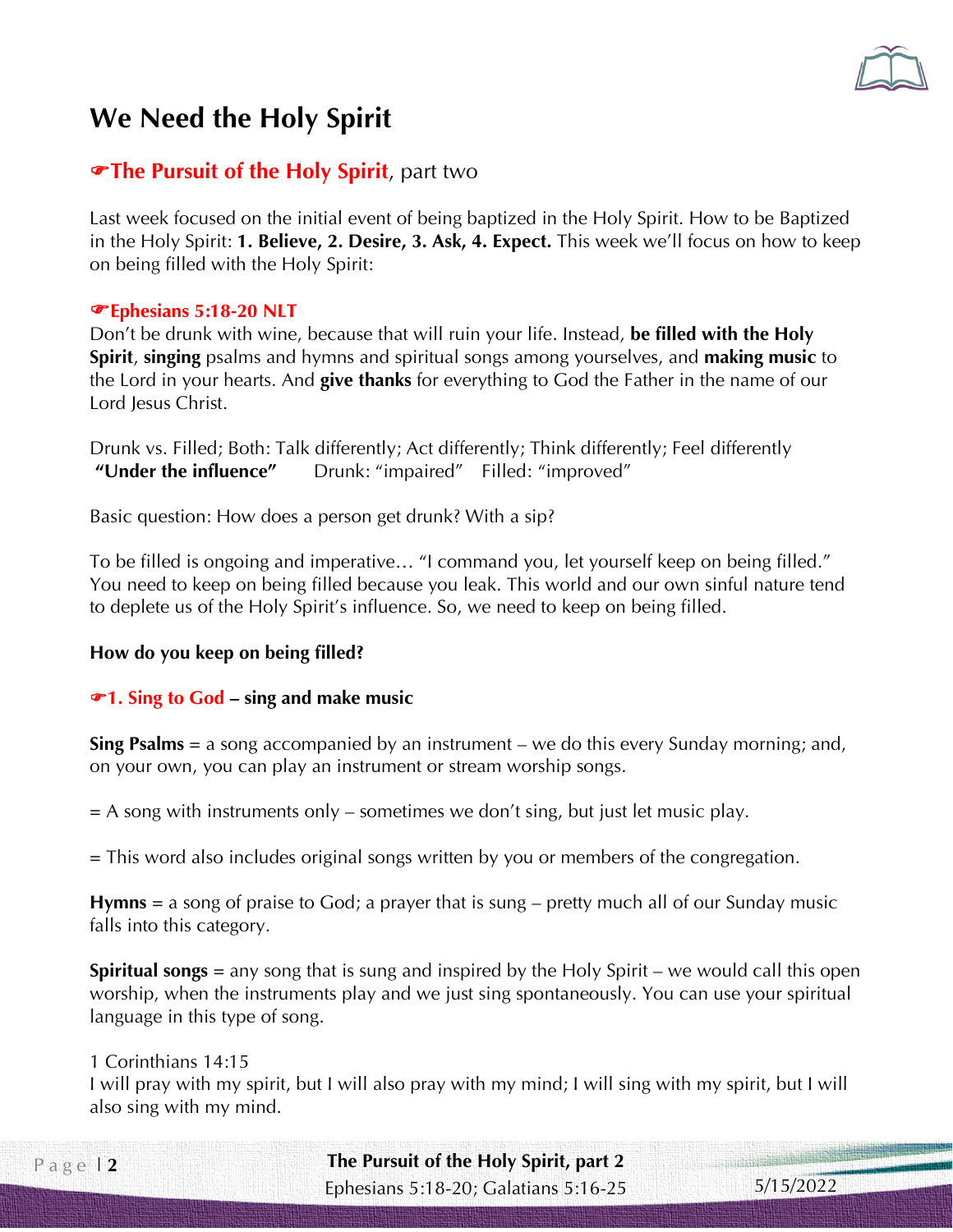# We Need the Holy Spirit

## ☞**The Pursuit of the Holy Spirit**, part two

Last week focused on the initial event of being baptized in the Holy Spirit. How to be Baptized in the Holy Spirit: **1. Believe, 2. Desire, 3. Ask, 4. Expect.** This week we'll focus on how to keep on being filled with the Holy Spirit:

**☞Ephesians 5:18-20 NLT**
Don't be drunk with wine, because that will ruin your life. Instead, **be filled with the Holy Spirit**, **singing** psalms and hymns and spiritual songs among yourselves, and **making music** to the Lord in your hearts. And **give thanks** for everything to God the Father in the name of our Lord Jesus Christ.

Drunk vs. Filled; Both: Talk differently; Act differently; Think differently; Feel differently
**"Under the influence"** Drunk: "impaired" Filled: "improved"

Basic question: How does a person get drunk? With a sip?

To be filled is ongoing and imperative… "I command you, let yourself keep on being filled." You need to keep on being filled because you leak. This world and our own sinful nature tend to deplete us of the Holy Spirit's influence. So, we need to keep on being filled.

**How do you keep on being filled?**

**☞1. Sing to God – sing and make music**

**Sing Psalms** = a song accompanied by an instrument – we do this every Sunday morning; and, on your own, you can play an instrument or stream worship songs.

= A song with instruments only – sometimes we don't sing, but just let music play.

= This word also includes original songs written by you or members of the congregation.

**Hymns** = a song of praise to God; a prayer that is sung – pretty much all of our Sunday music falls into this category.

**Spiritual songs** = any song that is sung and inspired by the Holy Spirit – we would call this open worship, when the instruments play and we just sing spontaneously. You can use your spiritual language in this type of song.

1 Corinthians 14:15
I will pray with my spirit, but I will also pray with my mind; I will sing with my spirit, but I will also sing with my mind.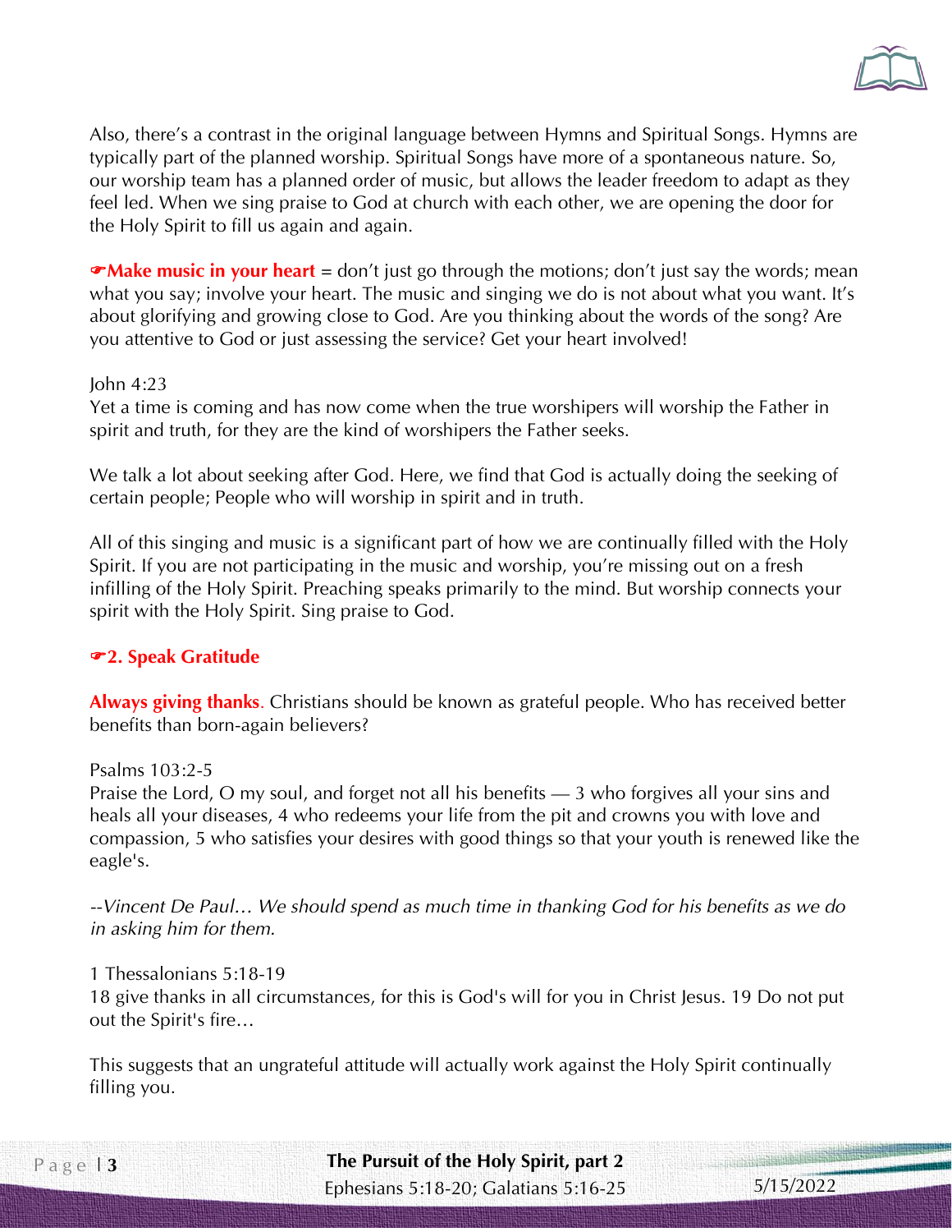Also, there's a contrast in the original language between Hymns and Spiritual Songs. Hymns are typically part of the planned worship. Spiritual Songs have more of a spontaneous nature. So, our worship team has a planned order of music, but allows the leader freedom to adapt as they feel led. When we sing praise to God at church with each other, we are opening the door for the Holy Spirit to fill us again and again.

☛**Make music in your heart** = don't just go through the motions; don't just say the words; mean what you say; involve your heart. The music and singing we do is not about what you want. It's about glorifying and growing close to God. Are you thinking about the words of the song? Are you attentive to God or just assessing the service? Get your heart involved!

John 4:23
Yet a time is coming and has now come when the true worshipers will worship the Father in spirit and truth, for they are the kind of worshipers the Father seeks.

We talk a lot about seeking after God. Here, we find that God is actually doing the seeking of certain people; People who will worship in spirit and in truth.

All of this singing and music is a significant part of how we are continually filled with the Holy Spirit. If you are not participating in the music and worship, you're missing out on a fresh infilling of the Holy Spirit. Preaching speaks primarily to the mind. But worship connects your spirit with the Holy Spirit. Sing praise to God.

### ☛2. Speak Gratitude

**Always giving thanks**. Christians should be known as grateful people. Who has received better benefits than born-again believers?

Psalms 103:2-5
Praise the Lord, O my soul, and forget not all his benefits — 3 who forgives all your sins and heals all your diseases, 4 who redeems your life from the pit and crowns you with love and compassion, 5 who satisfies your desires with good things so that your youth is renewed like the eagle's.

*--Vincent De Paul… We should spend as much time in thanking God for his benefits as we do in asking him for them.*

1 Thessalonians 5:18-19
18 give thanks in all circumstances, for this is God's will for you in Christ Jesus. 19 Do not put out the Spirit's fire…

This suggests that an ungrateful attitude will actually work against the Holy Spirit continually filling you.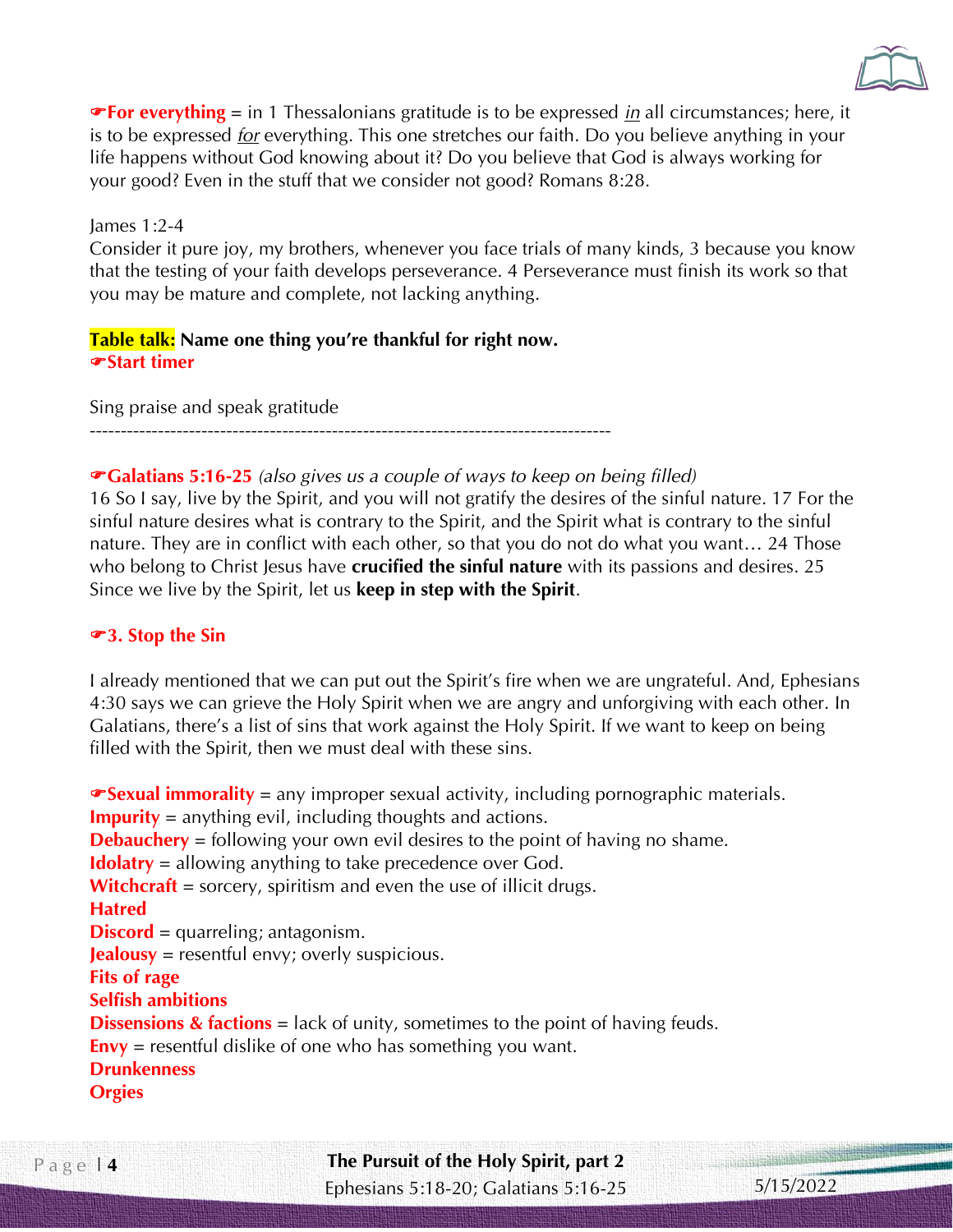☛**For everything** = in 1 Thessalonians gratitude is to be expressed _in_ all circumstances; here, it is to be expressed _for_ everything. This one stretches our faith. Do you believe anything in your life happens without God knowing about it? Do you believe that God is always working for your good? Even in the stuff that we consider not good? Romans 8:28.

James 1:2-4
Consider it pure joy, my brothers, whenever you face trials of many kinds, 3 because you know that the testing of your faith develops perseverance. 4 Perseverance must finish its work so that you may be mature and complete, not lacking anything.

**Table talk: Name one thing you're thankful for right now.**
☛**Start timer**

Sing praise and speak gratitude

---

☛**Galatians 5:16-25** *(also gives us a couple of ways to keep on being filled)*
16 So I say, live by the Spirit, and you will not gratify the desires of the sinful nature. 17 For the sinful nature desires what is contrary to the Spirit, and the Spirit what is contrary to the sinful nature. They are in conflict with each other, so that you do not do what you want… 24 Those who belong to Christ Jesus have **crucified the sinful nature** with its passions and desires. 25 Since we live by the Spirit, let us **keep in step with the Spirit**.

### ☛3. Stop the Sin

I already mentioned that we can put out the Spirit's fire when we are ungrateful. And, Ephesians 4:30 says we can grieve the Holy Spirit when we are angry and unforgiving with each other. In Galatians, there's a list of sins that work against the Holy Spirit. If we want to keep on being filled with the Spirit, then we must deal with these sins.

☛**Sexual immorality** = any improper sexual activity, including pornographic materials.
**Impurity** = anything evil, including thoughts and actions.
**Debauchery** = following your own evil desires to the point of having no shame.
**Idolatry** = allowing anything to take precedence over God.
**Witchcraft** = sorcery, spiritism and even the use of illicit drugs.
**Hatred**
**Discord** = quarreling; antagonism.
**Jealousy** = resentful envy; overly suspicious.
**Fits of rage**
**Selfish ambitions**
**Dissensions & factions** = lack of unity, sometimes to the point of having feuds.
**Envy** = resentful dislike of one who has something you want.
**Drunkenness**
**Orgies**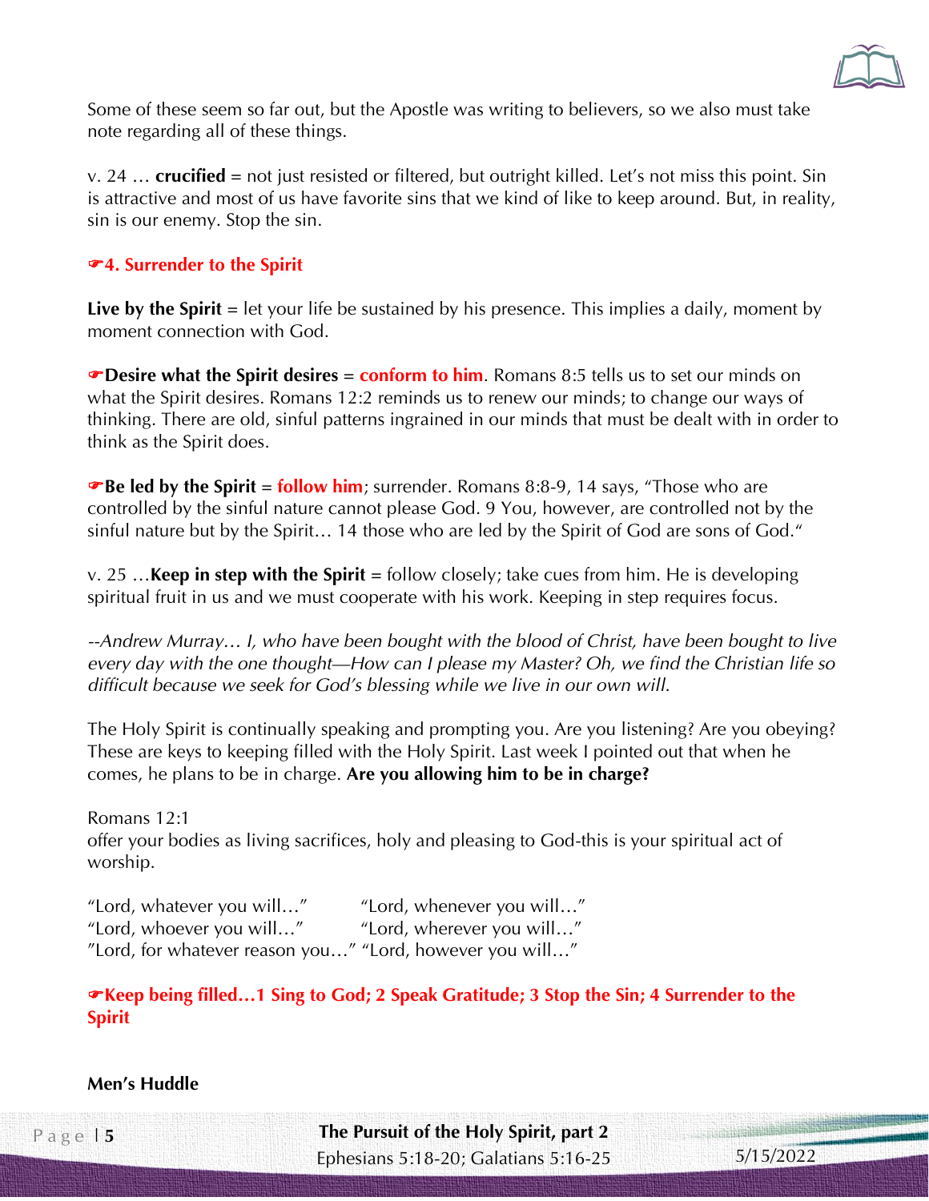Some of these seem so far out, but the Apostle was writing to believers, so we also must take note regarding all of these things.

v. 24 … **crucified** = not just resisted or filtered, but outright killed. Let's not miss this point. Sin is attractive and most of us have favorite sins that we kind of like to keep around. But, in reality, sin is our enemy. Stop the sin.

**☛4. Surrender to the Spirit**

**Live by the Spirit** = let your life be sustained by his presence. This implies a daily, moment by moment connection with God.

☛**Desire what the Spirit desires** = **conform to him**. Romans 8:5 tells us to set our minds on what the Spirit desires. Romans 12:2 reminds us to renew our minds; to change our ways of thinking. There are old, sinful patterns ingrained in our minds that must be dealt with in order to think as the Spirit does.

☛**Be led by the Spirit** = **follow him**; surrender. Romans 8:8-9, 14 says, "Those who are controlled by the sinful nature cannot please God. 9 You, however, are controlled not by the sinful nature but by the Spirit… 14 those who are led by the Spirit of God are sons of God."

v. 25 …**Keep in step with the Spirit** = follow closely; take cues from him. He is developing spiritual fruit in us and we must cooperate with his work. Keeping in step requires focus.

*--Andrew Murray… I, who have been bought with the blood of Christ, have been bought to live every day with the one thought—How can I please my Master? Oh, we find the Christian life so difficult because we seek for God's blessing while we live in our own will.*

The Holy Spirit is continually speaking and prompting you. Are you listening? Are you obeying? These are keys to keeping filled with the Holy Spirit. Last week I pointed out that when he comes, he plans to be in charge. **Are you allowing him to be in charge?**

Romans 12:1
offer your bodies as living sacrifices, holy and pleasing to God-this is your spiritual act of worship.

"Lord, whatever you will…" "Lord, whenever you will…"
"Lord, whoever you will…" "Lord, wherever you will…"
"Lord, for whatever reason you…" "Lord, however you will…"

**☛Keep being filled…1 Sing to God; 2 Speak Gratitude; 3 Stop the Sin; 4 Surrender to the Spirit**

**Men's Huddle**